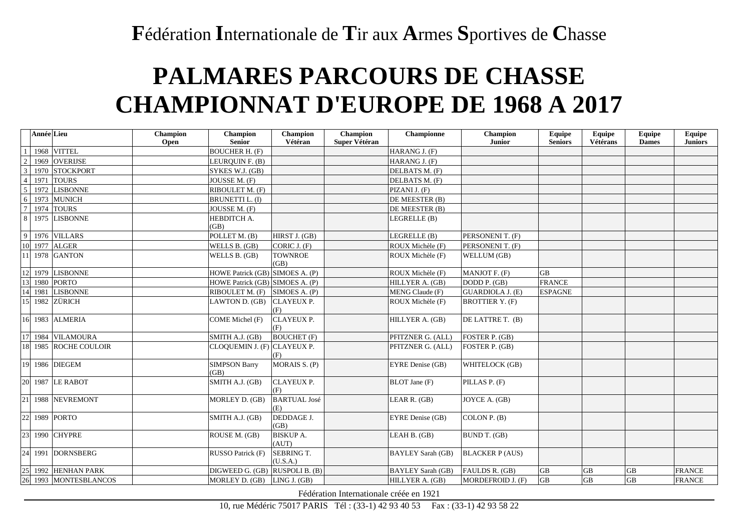# **F**édération **I**nternationale de **T**ir aux **A**rmes **S**portives de **C**hasse

# PALMARES PARCOURS DE CHASSE
# CHAMPIONNAT D'EUROPE DE 1968 A 2017

| | Année | Lieu | Champion Open | Champion Senior | Champion Vétéran | Champion Super Vétéran | Championne | Champion Junior | Equipe Seniors | Equipe Vétérans | Equipe Dames | Equipe Juniors |
|---|---|---|---|---|---|---|---|---|---|---|---|---|
| 1 | 1968 | VITTEL | | BOUCHER H. (F) | | | HARANG J. (F) | | | | | |
| 2 | 1969 | OVERIJSE | | LEURQUIN F. (B) | | | HARANG J. (F) | | | | | |
| 3 | 1970 | STOCKPORT | | SYKES W.J. (GB) | | | DELBATS M. (F) | | | | | |
| 4 | 1971 | TOURS | | JOUSSE M. (F) | | | DELBATS M. (F) | | | | | |
| 5 | 1972 | LISBONNE | | RIBOULET M. (F) | | | PIZANI J. (F) | | | | | |
| 6 | 1973 | MUNICH | | BRUNETTI L. (I) | | | DE MEESTER (B) | | | | | |
| 7 | 1974 | TOURS | | JOUSSE M. (F) | | | DE MEESTER (B) | | | | | |
| 8 | 1975 | LISBONNE | | HEBDITCH A. (GB) | | | LEGRELLE (B) | | | | | |
| 9 | 1976 | VILLARS | | POLLET M. (B) | HIRST J. (GB) | | LEGRELLE (B) | PERSONENI T. (F) | | | | |
| 10 | 1977 | ALGER | | WELLS B. (GB) | CORIC J. (F) | | ROUX Michèle (F) | PERSONENI T. (F) | | | | |
| 11 | 1978 | GANTON | | WELLS B. (GB) | TOWNROE (GB) | | ROUX Michèle (F) | WELLUM (GB) | | | | |
| 12 | 1979 | LISBONNE | | HOWE Patrick (GB) | SIMOES A. (P) | | ROUX Michèle (F) | MANJOT F. (F) | GB | | | |
| 13 | 1980 | PORTO | | HOWE Patrick (GB) | SIMOES A. (P) | | HILLYER A. (GB) | DODD P. (GB) | FRANCE | | | |
| 14 | 1981 | LISBONNE | | RIBOULET M. (F) | SIMOES A. (P) | | MENG Claude (F) | GUARDIOLA J. (E) | ESPAGNE | | | |
| 15 | 1982 | ZÜRICH | | LAWTON D. (GB) | CLAYEUX P. (F) | | ROUX Michèle (F) | BROTTIER Y. (F) | | | | |
| 16 | 1983 | ALMERIA | | COME Michel (F) | CLAYEUX P. (F) | | HILLYER A. (GB) | DE LATTRE T. (B) | | | | |
| 17 | 1984 | VILAMOURA | | SMITH A.J. (GB) | BOUCHET (F) | | PFITZNER G. (ALL) | FOSTER P. (GB) | | | | |
| 18 | 1985 | ROCHE COULOIR | | CLOQUEMIN J. (F) | CLAYEUX P. (F) | | PFITZNER G. (ALL) | FOSTER P. (GB) | | | | |
| 19 | 1986 | DIEGEM | | SIMPSON Barry (GB) | MORAIS S. (P) | | EYRE Denise (GB) | WHITELOCK (GB) | | | | |
| 20 | 1987 | LE RABOT | | SMITH A.J. (GB) | CLAYEUX P. (F) | | BLOT Jane (F) | PILLAS P. (F) | | | | |
| 21 | 1988 | NEVREMONT | | MORLEY D. (GB) | BARTUAL José (E) | | LEAR R. (GB) | JOYCE A. (GB) | | | | |
| 22 | 1989 | PORTO | | SMITH A.J. (GB) | DEDDAGE J. (GB) | | EYRE Denise (GB) | COLON P. (B) | | | | |
| 23 | 1990 | CHYPRE | | ROUSE M. (GB) | BISKUP A. (AUT) | | LEAH B. (GB) | BUND T. (GB) | | | | |
| 24 | 1991 | DORNSBERG | | RUSSO Patrick (F) | SEBRING T. (U.S.A.) | | BAYLEY Sarah (GB) | BLACKER P (AUS) | | | | |
| 25 | 1992 | HENHAN PARK | | DIGWEED G. (GB) | RUSPOLI B. (B) | | BAYLEY Sarah (GB) | FAULDS R. (GB) | GB | GB | GB | FRANCE |
| 26 | 1993 | MONTESBLANCOS | | MORLEY D. (GB) | LING J. (GB) | | HILLYER A. (GB) | MORDEFROID J. (F) | GB | GB | GB | FRANCE |

Fédération Internationale créée en 1921

10, rue Médéric 75017 PARIS Tél : (33-1) 42 93 40 53 Fax : (33-1) 42 93 58 22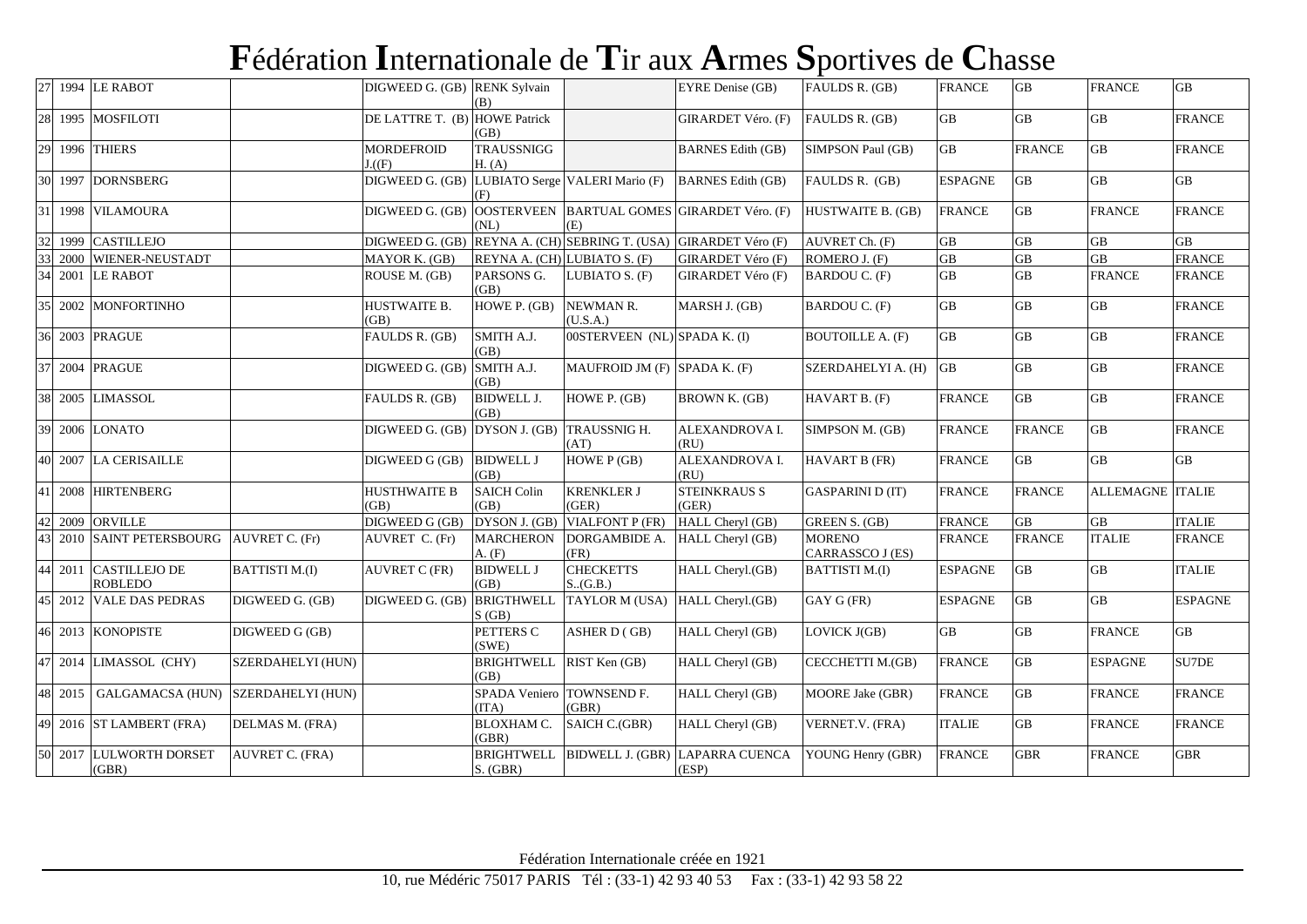# **F**édération **I**nternationale de **T**ir aux **A**rmes **S**portives de **C**hasse

| | | | | | | | | | | | | | |
|---|---|---|---|---|---|---|---|---|---|---|---|---|---|
| 27 | 1994 | LE RABOT | | DIGWEED G. (GB) | RENK Sylvain (B) | | EYRE Denise (GB) | FAULDS R. (GB) | FRANCE | GB | FRANCE | GB |
| 28 | 1995 | MOSFILOTI | | DE LATTRE T. (B) | HOWE Patrick (GB) | | GIRARDET Véro. (F) | FAULDS R. (GB) | GB | GB | GB | FRANCE |
| 29 | 1996 | THIERS | | MORDEFROID J.((F) | TRAUSSNIGG H. (A) | | BARNES Edith (GB) | SIMPSON Paul (GB) | GB | FRANCE | GB | FRANCE |
| 30 | 1997 | DORNSBERG | | DIGWEED G. (GB) | LUBIATO Serge (F) | VALERI Mario (F) | BARNES Edith (GB) | FAULDS R. (GB) | ESPAGNE | GB | GB | GB |
| 31 | 1998 | VILAMOURA | | DIGWEED G. (GB) | OOSTERVEEN (NL) | BARTUAL GOMES (E) | GIRARDET Véro. (F) | HUSTWAITE B. (GB) | FRANCE | GB | FRANCE | FRANCE |
| 32 | 1999 | CASTILLEJO | | DIGWEED G. (GB) | REYNA A. (CH) | SEBRING T. (USA) | GIRARDET Véro (F) | AUVRET Ch. (F) | GB | GB | GB | GB |
| 33 | 2000 | WIENER-NEUSTADT | | MAYOR K. (GB) | REYNA A. (CH) | LUBIATO S. (F) | GIRARDET Véro (F) | ROMERO J. (F) | GB | GB | GB | FRANCE |
| 34 | 2001 | LE RABOT | | ROUSE M. (GB) | PARSONS G. (GB) | LUBIATO S. (F) | GIRARDET Véro (F) | BARDOU C. (F) | GB | GB | FRANCE | FRANCE |
| 35 | 2002 | MONFORTINHO | | HUSTWAITE B. (GB) | HOWE P. (GB) | NEWMAN R. (U.S.A.) | MARSH J. (GB) | BARDOU C. (F) | GB | GB | GB | FRANCE |
| 36 | 2003 | PRAGUE | | FAULDS R. (GB) | SMITH A.J. (GB) | 00STERVEEN (NL) | SPADA K. (I) | BOUTOILLE A. (F) | GB | GB | GB | FRANCE |
| 37 | 2004 | PRAGUE | | DIGWEED G. (GB) | SMITH A.J. (GB) | MAUFROID JM (F) | SPADA K. (F) | SZERDAHELYI A. (H) | GB | GB | GB | FRANCE |
| 38 | 2005 | LIMASSOL | | FAULDS R. (GB) | BIDWELL J. (GB) | HOWE P. (GB) | BROWN K. (GB) | HAVART B. (F) | FRANCE | GB | GB | FRANCE |
| 39 | 2006 | LONATO | | DIGWEED G. (GB) | DYSON J. (GB) | TRAUSSNIG H. (AT) | ALEXANDROVA I. (RU) | SIMPSON M. (GB) | FRANCE | FRANCE | GB | FRANCE |
| 40 | 2007 | LA CERISAILLE | | DIGWEED G (GB) | BIDWELL J (GB) | HOWE P (GB) | ALEXANDROVA I. (RU) | HAVART B (FR) | FRANCE | GB | GB | GB |
| 41 | 2008 | HIRTENBERG | | HUSTHWAITE B (GB) | SAICH Colin (GB) | KRENKLER J (GER) | STEINKRAUS S (GER) | GASPARINI D (IT) | FRANCE | FRANCE | ALLEMAGNE | ITALIE |
| 42 | 2009 | ORVILLE | | DIGWEED G (GB) | DYSON J. (GB) | VIALFONT P (FR) | HALL Cheryl (GB) | GREEN S. (GB) | FRANCE | GB | GB | ITALIE |
| 43 | 2010 | SAINT PETERSBOURG | AUVRET C. (Fr) | AUVRET C. (Fr) | MARCHERON A. (F) | DORGAMBIDE A. (FR) | HALL Cheryl (GB) | MORENO CARRASSCO J (ES) | FRANCE | FRANCE | ITALIE | FRANCE |
| 44 | 2011 | CASTILLEJO DE ROBLEDO | BATTISTI M.(I) | AUVRET C (FR) | BIDWELL J (GB) | CHECKETTS S..(G.B.) | HALL Cheryl.(GB) | BATTISTI M.(I) | ESPAGNE | GB | GB | ITALIE |
| 45 | 2012 | VALE DAS PEDRAS | DIGWEED G. (GB) | DIGWEED G. (GB) | BRIGTHWELL S (GB) | TAYLOR M (USA) | HALL Cheryl.(GB) | GAY G (FR) | ESPAGNE | GB | GB | ESPAGNE |
| 46 | 2013 | KONOPISTE | DIGWEED G (GB) | | PETTERS C (SWE) | ASHER D ( GB) | HALL Cheryl (GB) | LOVICK J(GB) | GB | GB | FRANCE | GB |
| 47 | 2014 | LIMASSOL (CHY) | SZERDAHELYI (HUN) | | BRIGHTWELL (GB) | RIST Ken (GB) | HALL Cheryl (GB) | CECCHETTI M.(GB) | FRANCE | GB | ESPAGNE | SU7DE |
| 48 | 2015 | GALGAMACSA (HUN) | SZERDAHELYI (HUN) | | SPADA Veniero (ITA) | TOWNSEND F. (GBR) | HALL Cheryl (GB) | MOORE Jake (GBR) | FRANCE | GB | FRANCE | FRANCE |
| 49 | 2016 | ST LAMBERT (FRA) | DELMAS M. (FRA) | | BLOXHAM C. (GBR) | SAICH C.(GBR) | HALL Cheryl (GB) | VERNET.V. (FRA) | ITALIE | GB | FRANCE | FRANCE |
| 50 | 2017 | LULWORTH DORSET (GBR) | AUVRET C. (FRA) | | BRIGHTWELL S. (GBR) | BIDWELL J. (GBR) | LAPARRA CUENCA (ESP) | YOUNG Henry (GBR) | FRANCE | GBR | FRANCE | GBR |

Fédération Internationale créée en 1921

10, rue Médéric 75017 PARIS Tél : (33-1) 42 93 40 53 Fax : (33-1) 42 93 58 22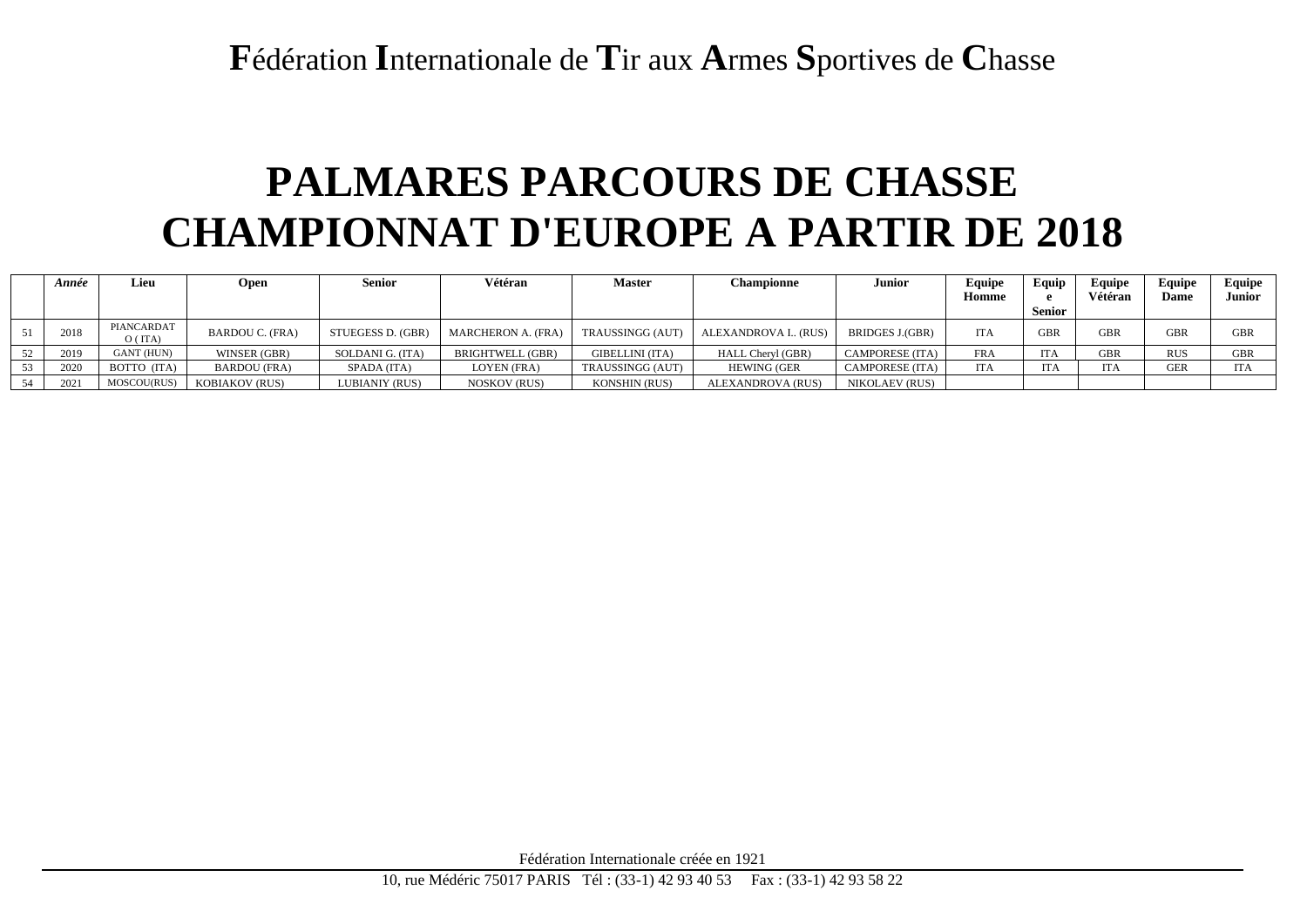**F**édération **I**nternationale de **T**ir aux **A**rmes **S**portives de **C**hasse

# PALMARES PARCOURS DE CHASSE
# CHAMPIONNAT D'EUROPE A PARTIR DE 2018

| | *Année* | Lieu | Open | Senior | Vétéran | Master | Championne | Junior | Equipe Homme | Equipe Senior | Equipe Vétéran | Equipe Dame | Equipe Junior |
|---|---|---|---|---|---|---|---|---|---|---|---|---|---|
| 51 | 2018 | PIANCARDATO ( ITA) | BARDOU C. (FRA) | STUEGESS D. (GBR) | MARCHERON A. (FRA) | TRAUSSINGG (AUT) | ALEXANDROVA I.. (RUS) | BRIDGES J.(GBR) | ITA | GBR | GBR | GBR | GBR |
| 52 | 2019 | GANT (HUN) | WINSER (GBR) | SOLDANI G. (ITA) | BRIGHTWELL (GBR) | GIBELLINI (ITA) | HALL Cheryl (GBR) | CAMPORESE (ITA) | FRA | ITA | GBR | RUS | GBR |
| 53 | 2020 | BOTTO (ITA) | BARDOU (FRA) | SPADA (ITA) | LOYEN (FRA) | TRAUSSINGG (AUT) | HEWING (GER | CAMPORESE (ITA) | ITA | ITA | ITA | GER | ITA |
| 54 | 2021 | MOSCOU(RUS) | KOBIAKOV (RUS) | LUBIANIY (RUS) | NOSKOV (RUS) | KONSHIN (RUS) | ALEXANDROVA (RUS) | NIKOLAEV (RUS) | | | | | |

Fédération Internationale créée en 1921

10, rue Médéric 75017 PARIS Tél : (33-1) 42 93 40 53 Fax : (33-1) 42 93 58 22